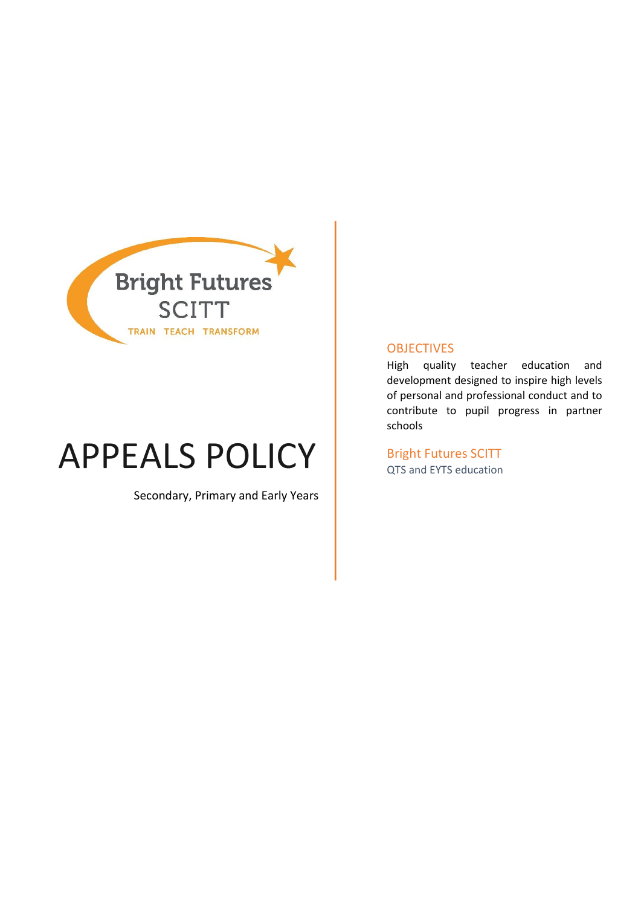Bright Futures SCITT

TRAIN TEACH TRANSFORM

# APPEALS POLICY

Secondary, Primary and Early Years

## OBJECTIVES

High quality teacher education and development designed to inspire high levels of personal and professional conduct and to contribute to pupil progress in partner schools

Bright Futures SCITT

QTS and EYTS education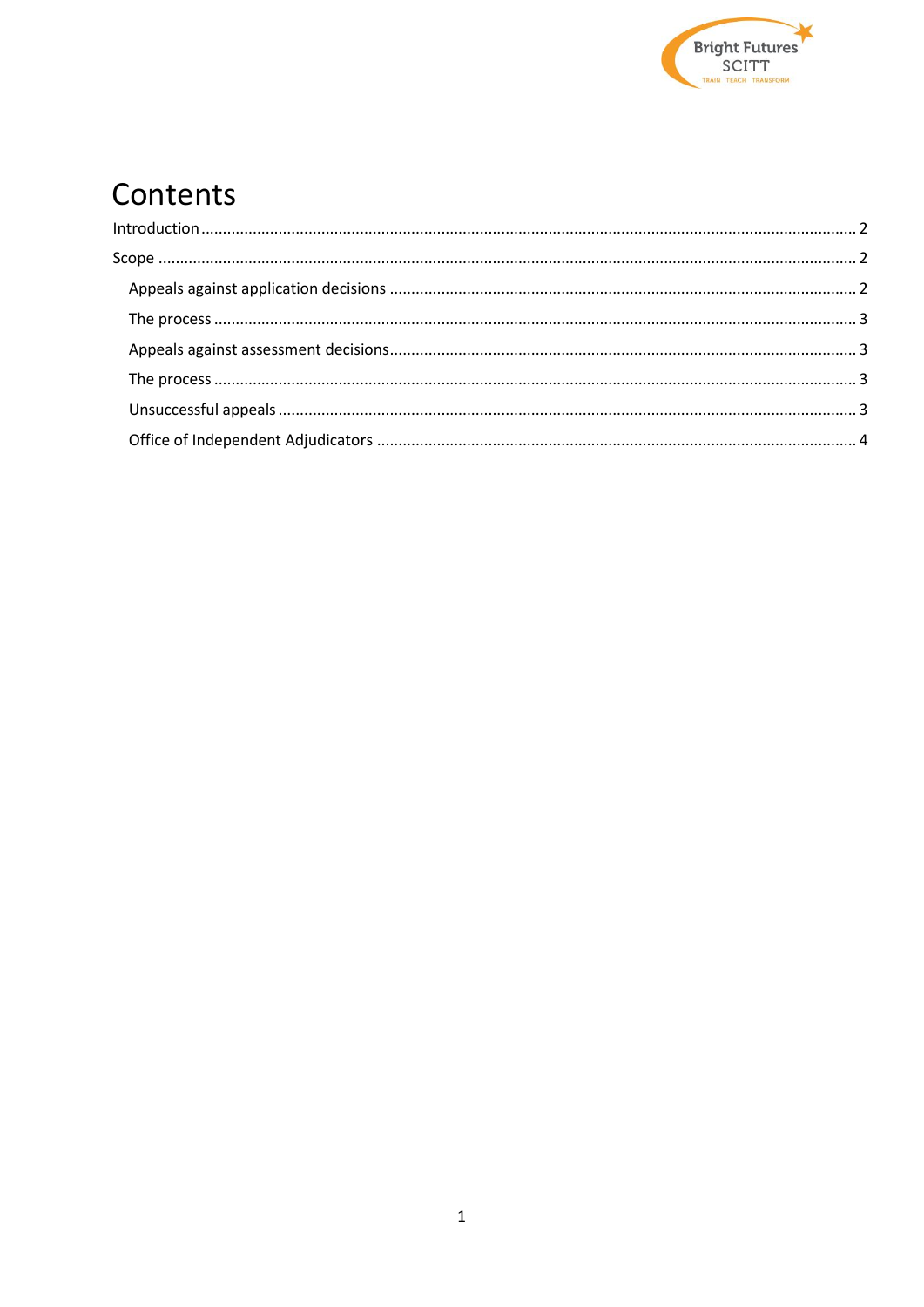# Contents

Introduction ........................................................................................................................................ 2

Scope ................................................................................................................................................. 2

- Appeals against application decisions ........................................................................................... 2
- The process .................................................................................................................................... 3
- Appeals against assessment decisions ........................................................................................... 3
- The process .................................................................................................................................... 3
- Unsuccessful appeals ..................................................................................................................... 3
- Office of Independent Adjudicators .............................................................................................. 4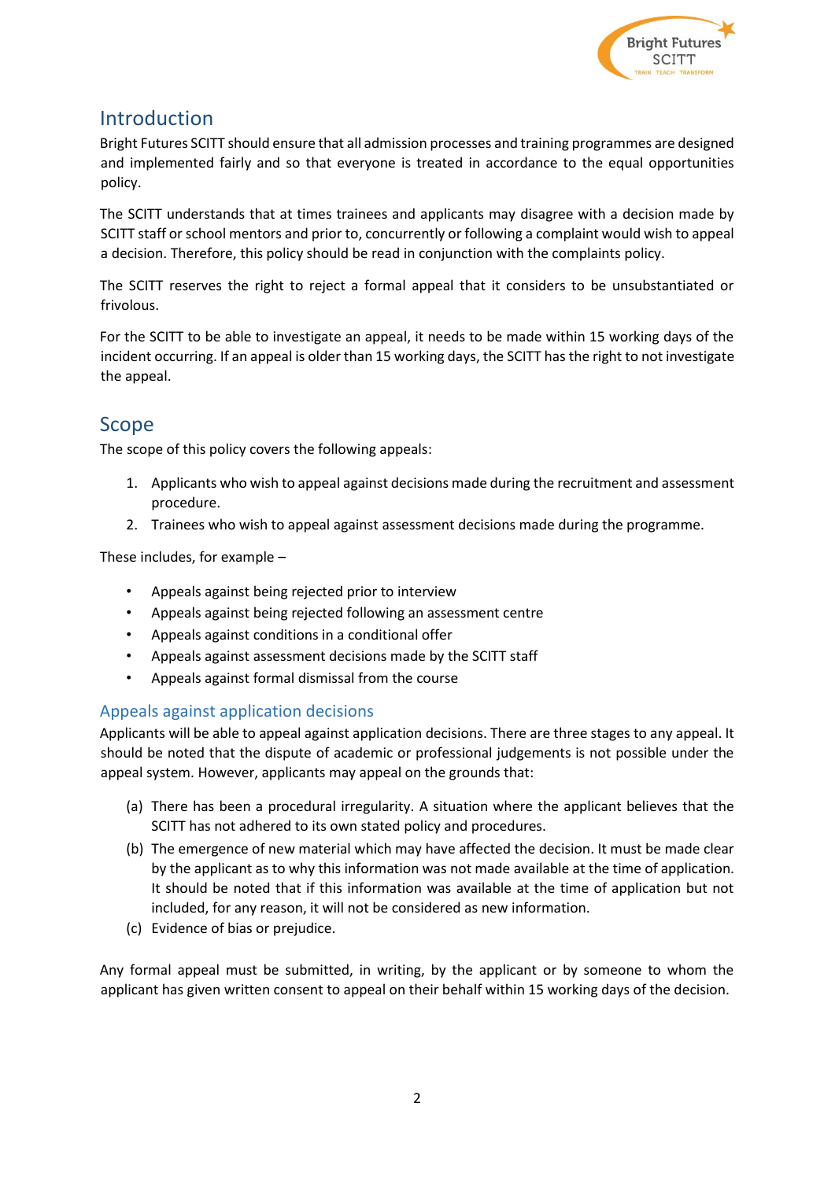## Introduction

Bright Futures SCITT should ensure that all admission processes and training programmes are designed and implemented fairly and so that everyone is treated in accordance to the equal opportunities policy.

The SCITT understands that at times trainees and applicants may disagree with a decision made by SCITT staff or school mentors and prior to, concurrently or following a complaint would wish to appeal a decision. Therefore, this policy should be read in conjunction with the complaints policy.

The SCITT reserves the right to reject a formal appeal that it considers to be unsubstantiated or frivolous.

For the SCITT to be able to investigate an appeal, it needs to be made within 15 working days of the incident occurring. If an appeal is older than 15 working days, the SCITT has the right to not investigate the appeal.

## Scope

The scope of this policy covers the following appeals:

1. Applicants who wish to appeal against decisions made during the recruitment and assessment procedure.
2. Trainees who wish to appeal against assessment decisions made during the programme.

These includes, for example –

- Appeals against being rejected prior to interview
- Appeals against being rejected following an assessment centre
- Appeals against conditions in a conditional offer
- Appeals against assessment decisions made by the SCITT staff
- Appeals against formal dismissal from the course

### Appeals against application decisions

Applicants will be able to appeal against application decisions. There are three stages to any appeal. It should be noted that the dispute of academic or professional judgements is not possible under the appeal system. However, applicants may appeal on the grounds that:

(a) There has been a procedural irregularity. A situation where the applicant believes that the SCITT has not adhered to its own stated policy and procedures.

(b) The emergence of new material which may have affected the decision. It must be made clear by the applicant as to why this information was not made available at the time of application. It should be noted that if this information was available at the time of application but not included, for any reason, it will not be considered as new information.

(c) Evidence of bias or prejudice.

Any formal appeal must be submitted, in writing, by the applicant or by someone to whom the applicant has given written consent to appeal on their behalf within 15 working days of the decision.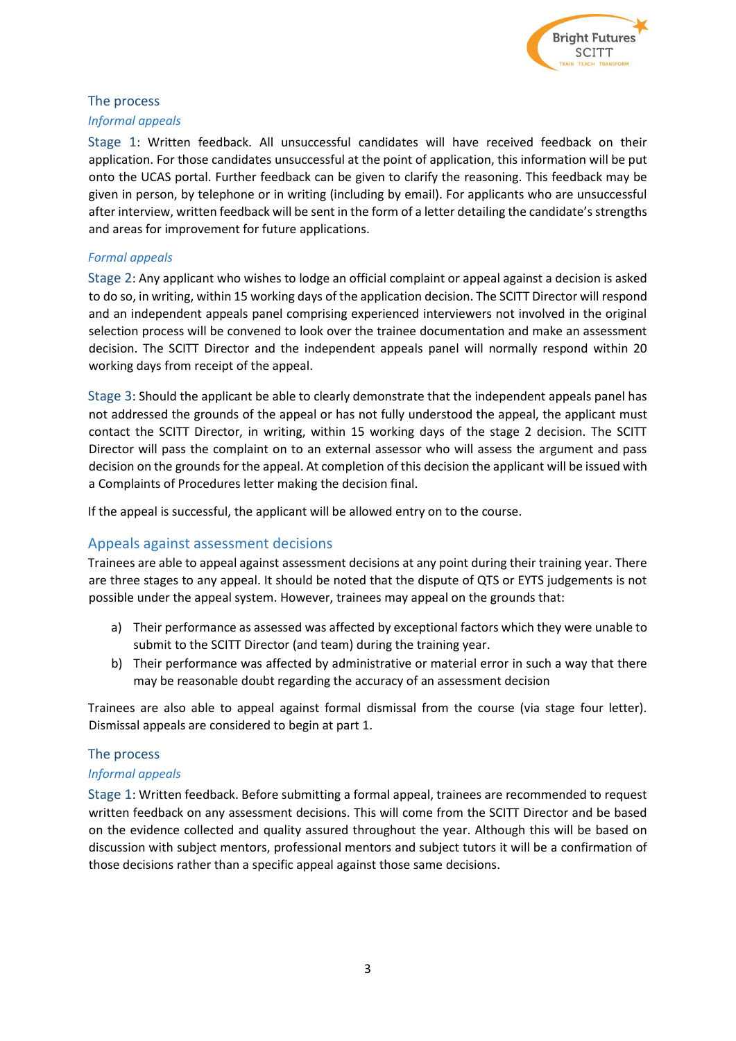## The process

### *Informal appeals*

Stage 1: Written feedback. All unsuccessful candidates will have received feedback on their application. For those candidates unsuccessful at the point of application, this information will be put onto the UCAS portal. Further feedback can be given to clarify the reasoning. This feedback may be given in person, by telephone or in writing (including by email). For applicants who are unsuccessful after interview, written feedback will be sent in the form of a letter detailing the candidate's strengths and areas for improvement for future applications.

### *Formal appeals*

Stage 2: Any applicant who wishes to lodge an official complaint or appeal against a decision is asked to do so, in writing, within 15 working days of the application decision. The SCITT Director will respond and an independent appeals panel comprising experienced interviewers not involved in the original selection process will be convened to look over the trainee documentation and make an assessment decision. The SCITT Director and the independent appeals panel will normally respond within 20 working days from receipt of the appeal.

Stage 3: Should the applicant be able to clearly demonstrate that the independent appeals panel has not addressed the grounds of the appeal or has not fully understood the appeal, the applicant must contact the SCITT Director, in writing, within 15 working days of the stage 2 decision. The SCITT Director will pass the complaint on to an external assessor who will assess the argument and pass decision on the grounds for the appeal. At completion of this decision the applicant will be issued with a Complaints of Procedures letter making the decision final.

If the appeal is successful, the applicant will be allowed entry on to the course.

## Appeals against assessment decisions

Trainees are able to appeal against assessment decisions at any point during their training year. There are three stages to any appeal. It should be noted that the dispute of QTS or EYTS judgements is not possible under the appeal system. However, trainees may appeal on the grounds that:

a) Their performance as assessed was affected by exceptional factors which they were unable to submit to the SCITT Director (and team) during the training year.
b) Their performance was affected by administrative or material error in such a way that there may be reasonable doubt regarding the accuracy of an assessment decision

Trainees are also able to appeal against formal dismissal from the course (via stage four letter). Dismissal appeals are considered to begin at part 1.

## The process

### *Informal appeals*

Stage 1: Written feedback. Before submitting a formal appeal, trainees are recommended to request written feedback on any assessment decisions. This will come from the SCITT Director and be based on the evidence collected and quality assured throughout the year. Although this will be based on discussion with subject mentors, professional mentors and subject tutors it will be a confirmation of those decisions rather than a specific appeal against those same decisions.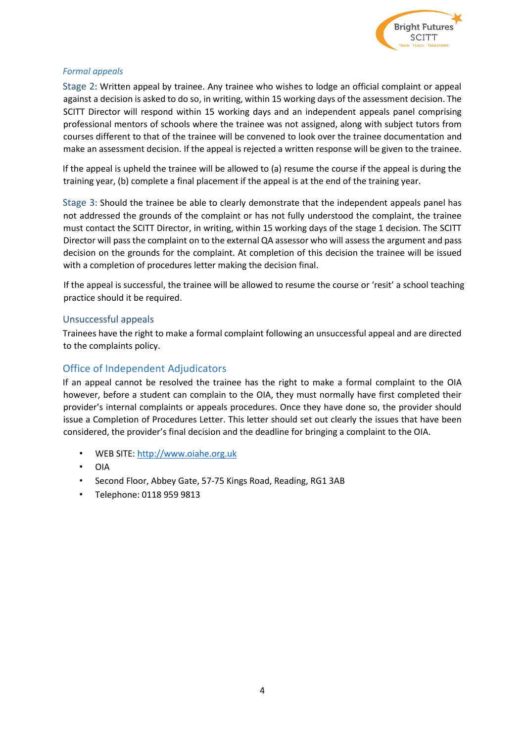*Formal appeals*

Stage 2: Written appeal by trainee. Any trainee who wishes to lodge an official complaint or appeal against a decision is asked to do so, in writing, within 15 working days of the assessment decision. The SCITT Director will respond within 15 working days and an independent appeals panel comprising professional mentors of schools where the trainee was not assigned, along with subject tutors from courses different to that of the trainee will be convened to look over the trainee documentation and make an assessment decision. If the appeal is rejected a written response will be given to the trainee.

If the appeal is upheld the trainee will be allowed to (a) resume the course if the appeal is during the training year, (b) complete a final placement if the appeal is at the end of the training year.

Stage 3: Should the trainee be able to clearly demonstrate that the independent appeals panel has not addressed the grounds of the complaint or has not fully understood the complaint, the trainee must contact the SCITT Director, in writing, within 15 working days of the stage 1 decision. The SCITT Director will pass the complaint on to the external QA assessor who will assess the argument and pass decision on the grounds for the complaint. At completion of this decision the trainee will be issued with a completion of procedures letter making the decision final.

If the appeal is successful, the trainee will be allowed to resume the course or 'resit' a school teaching practice should it be required.

### Unsuccessful appeals

Trainees have the right to make a formal complaint following an unsuccessful appeal and are directed to the complaints policy.

## Office of Independent Adjudicators

If an appeal cannot be resolved the trainee has the right to make a formal complaint to the OIA however, before a student can complain to the OIA, they must normally have first completed their provider's internal complaints or appeals procedures. Once they have done so, the provider should issue a Completion of Procedures Letter. This letter should set out clearly the issues that have been considered, the provider's final decision and the deadline for bringing a complaint to the OIA.

- WEB SITE: http://www.oiahe.org.uk
- OIA
- Second Floor, Abbey Gate, 57-75 Kings Road, Reading, RG1 3AB
- Telephone: 0118 959 9813